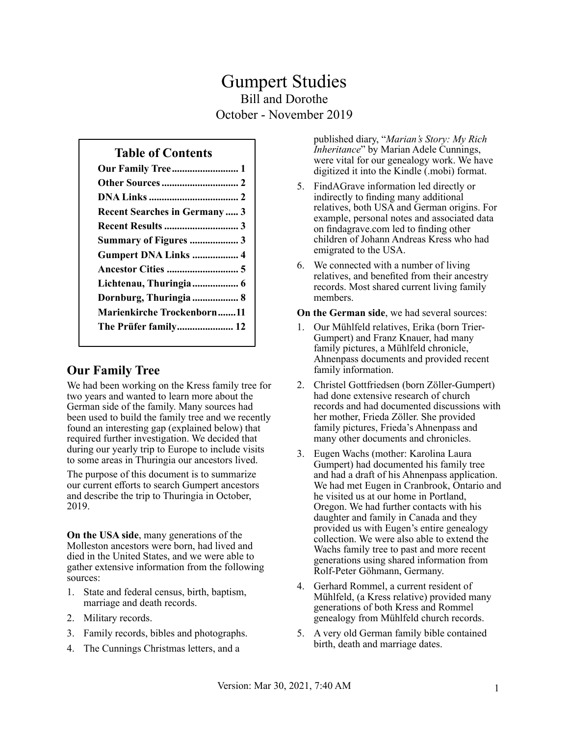# Gumpert Studies

Bill and Dorothe

October - November 2019

**Table of Contents**

| | |
|---|---|
| **Our Family Tree** | **1** |
| **Other Sources** | **2** |
| **DNA Links** | **2** |
| **Recent Searches in Germany** | **3** |
| **Recent Results** | **3** |
| **Summary of Figures** | **3** |
| **Gumpert DNA Links** | **4** |
| **Ancestor Cities** | **5** |
| **Lichtenau, Thuringia** | **6** |
| **Dornburg, Thuringia** | **8** |
| **Marienkirche Trockenborn** | **11** |
| **The Prüfer family** | **12** |

## Our Family Tree

We had been working on the Kress family tree for two years and wanted to learn more about the German side of the family. Many sources had been used to build the family tree and we recently found an interesting gap (explained below) that required further investigation. We decided that during our yearly trip to Europe to include visits to some areas in Thuringia our ancestors lived.

The purpose of this document is to summarize our current efforts to search Gumpert ancestors and describe the trip to Thuringia in October, 2019.

**On the USA side**, many generations of the Molleston ancestors were born, had lived and died in the United States, and we were able to gather extensive information from the following sources:

1. State and federal census, birth, baptism, marriage and death records.
2. Military records.
3. Family records, bibles and photographs.
4. The Cunnings Christmas letters, and a published diary, "*Marian's Story: My Rich Inheritance*" by Marian Adele Cunnings, were vital for our genealogy work. We have digitized it into the Kindle (.mobi) format.
5. FindAGrave information led directly or indirectly to finding many additional relatives, both USA and German origins. For example, personal notes and associated data on findagrave.com led to finding other children of Johann Andreas Kress who had emigrated to the USA.
6. We connected with a number of living relatives, and benefited from their ancestry records. Most shared current living family members.

**On the German side**, we had several sources:

1. Our Mühlfeld relatives, Erika (born Trier-Gumpert) and Franz Knauer, had many family pictures, a Mühlfeld chronicle, Ahnenpass documents and provided recent family information.
2. Christel Gottfriedsen (born Zöller-Gumpert) had done extensive research of church records and had documented discussions with her mother, Frieda Zöller. She provided family pictures, Frieda's Ahnenpass and many other documents and chronicles.
3. Eugen Wachs (mother: Karolina Laura Gumpert) had documented his family tree and had a draft of his Ahnenpass application. We had met Eugen in Cranbrook, Ontario and he visited us at our home in Portland, Oregon. We had further contacts with his daughter and family in Canada and they provided us with Eugen's entire genealogy collection. We were also able to extend the Wachs family tree to past and more recent generations using shared information from Rolf-Peter Göhmann, Germany.
4. Gerhard Rommel, a current resident of Mühlfeld, (a Kress relative) provided many generations of both Kress and Rommel genealogy from Mühlfeld church records.
5. A very old German family bible contained birth, death and marriage dates.

Version: Mar 30, 2021, 7:40 AM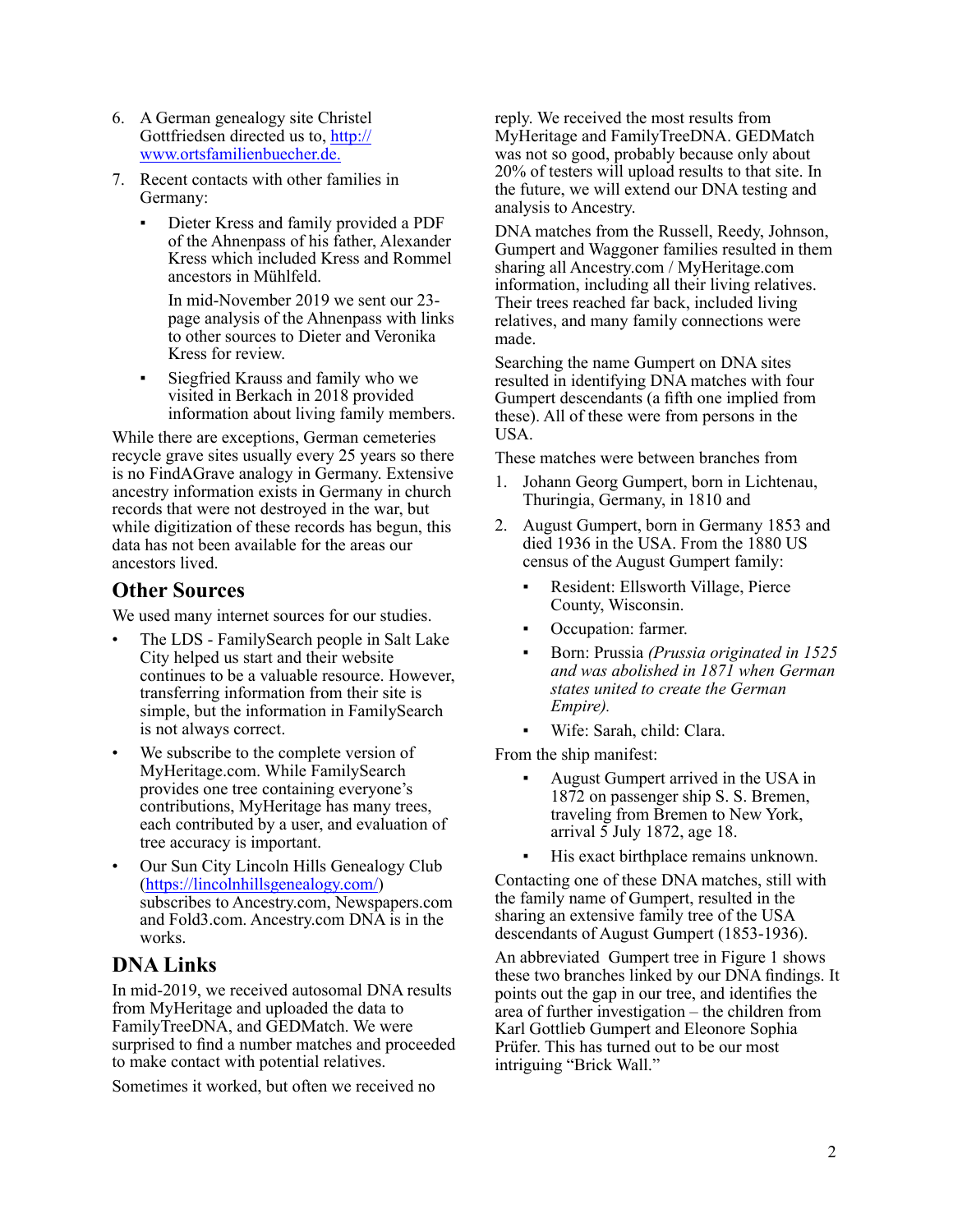6. A German genealogy site Christel Gottfriedsen directed us to, [http://www.ortsfamilienbuecher.de.](http://www.ortsfamilienbuecher.de.)

7. Recent contacts with other families in Germany:

   - Dieter Kress and family provided a PDF of the Ahnenpass of his father, Alexander Kress which included Kress and Rommel ancestors in Mühlfeld.

     In mid-November 2019 we sent our 23-page analysis of the Ahnenpass with links to other sources to Dieter and Veronika Kress for review.

   - Siegfried Krauss and family who we visited in Berkach in 2018 provided information about living family members.

While there are exceptions, German cemeteries recycle grave sites usually every 25 years so there is no FindAGrave analogy in Germany. Extensive ancestry information exists in Germany in church records that were not destroyed in the war, but while digitization of these records has begun, this data has not been available for the areas our ancestors lived.

## Other Sources

We used many internet sources for our studies.

- The LDS - FamilySearch people in Salt Lake City helped us start and their website continues to be a valuable resource. However, transferring information from their site is simple, but the information in FamilySearch is not always correct.
- We subscribe to the complete version of MyHeritage.com. While FamilySearch provides one tree containing everyone's contributions, MyHeritage has many trees, each contributed by a user, and evaluation of tree accuracy is important.
- Our Sun City Lincoln Hills Genealogy Club ([https://lincolnhillsgenealogy.com/](https://lincolnhillsgenealogy.com/)) subscribes to Ancestry.com, Newspapers.com and Fold3.com. Ancestry.com DNA is in the works.

## DNA Links

In mid-2019, we received autosomal DNA results from MyHeritage and uploaded the data to FamilyTreeDNA, and GEDMatch. We were surprised to find a number matches and proceeded to make contact with potential relatives.

Sometimes it worked, but often we received no reply. We received the most results from MyHeritage and FamilyTreeDNA. GEDMatch was not so good, probably because only about 20% of testers will upload results to that site. In the future, we will extend our DNA testing and analysis to Ancestry.

DNA matches from the Russell, Reedy, Johnson, Gumpert and Waggoner families resulted in them sharing all Ancestry.com / MyHeritage.com information, including all their living relatives. Their trees reached far back, included living relatives, and many family connections were made.

Searching the name Gumpert on DNA sites resulted in identifying DNA matches with four Gumpert descendants (a fifth one implied from these). All of these were from persons in the USA.

These matches were between branches from

1. Johann Georg Gumpert, born in Lichtenau, Thuringia, Germany, in 1810 and
2. August Gumpert, born in Germany 1853 and died 1936 in the USA. From the 1880 US census of the August Gumpert family:
   - Resident: Ellsworth Village, Pierce County, Wisconsin.
   - Occupation: farmer.
   - Born: Prussia *(Prussia originated in 1525 and was abolished in 1871 when German states united to create the German Empire).*
   - Wife: Sarah, child: Clara.

From the ship manifest:

- August Gumpert arrived in the USA in 1872 on passenger ship S. S. Bremen, traveling from Bremen to New York, arrival 5 July 1872, age 18.
- His exact birthplace remains unknown.

Contacting one of these DNA matches, still with the family name of Gumpert, resulted in the sharing an extensive family tree of the USA descendants of August Gumpert (1853-1936).

An abbreviated Gumpert tree in Figure 1 shows these two branches linked by our DNA findings. It points out the gap in our tree, and identifies the area of further investigation – the children from Karl Gottlieb Gumpert and Eleonore Sophia Prüfer. This has turned out to be our most intriguing "Brick Wall."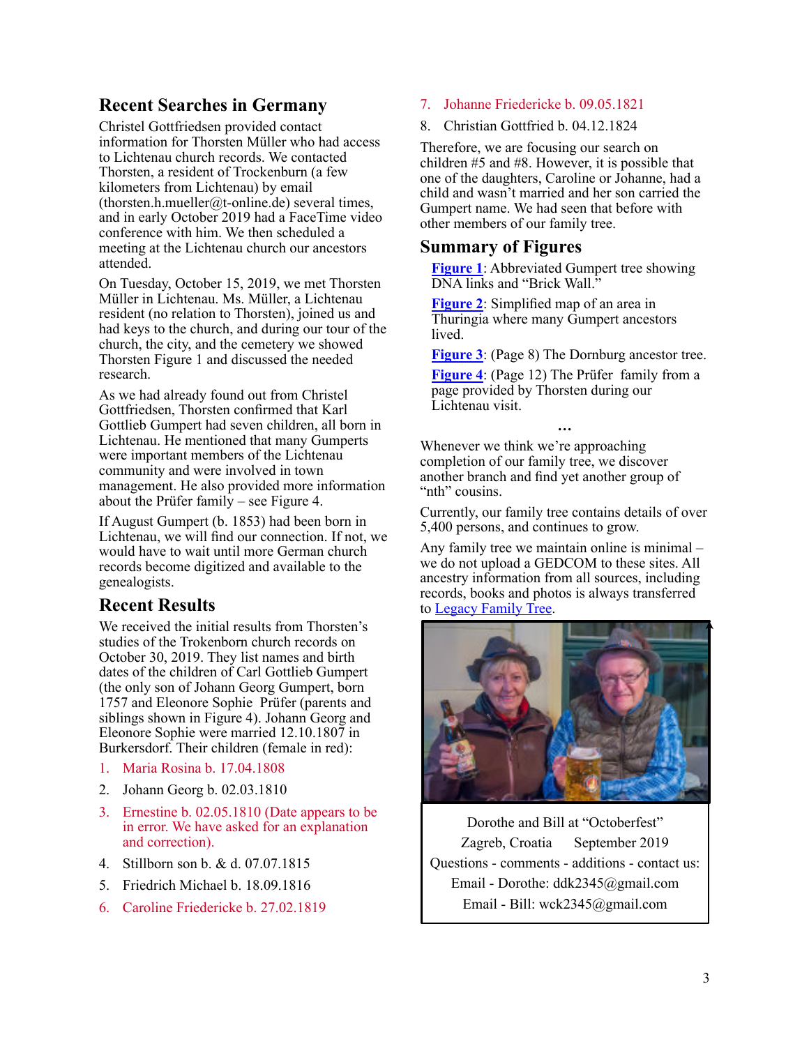## Recent Searches in Germany

Christel Gottfriedsen provided contact information for Thorsten Müller who had access to Lichtenau church records. We contacted Thorsten, a resident of Trockenburn (a few kilometers from Lichtenau) by email (thorsten.h.mueller@t-online.de) several times, and in early October 2019 had a FaceTime video conference with him. We then scheduled a meeting at the Lichtenau church our ancestors attended.

On Tuesday, October 15, 2019, we met Thorsten Müller in Lichtenau. Ms. Müller, a Lichtenau resident (no relation to Thorsten), joined us and had keys to the church, and during our tour of the church, the city, and the cemetery we showed Thorsten Figure 1 and discussed the needed research.

As we had already found out from Christel Gottfriedsen, Thorsten confirmed that Karl Gottlieb Gumpert had seven children, all born in Lichtenau. He mentioned that many Gumperts were important members of the Lichtenau community and were involved in town management. He also provided more information about the Prüfer family – see Figure 4.

If August Gumpert (b. 1853) had been born in Lichtenau, we will find our connection. If not, we would have to wait until more German church records become digitized and available to the genealogists.

## Recent Results

We received the initial results from Thorsten's studies of the Trokenborn church records on October 30, 2019. They list names and birth dates of the children of Carl Gottlieb Gumpert (the only son of Johann Georg Gumpert, born 1757 and Eleonore Sophie Prüfer (parents and siblings shown in Figure 4). Johann Georg and Eleonore Sophie were married 12.10.1807 in Burkersdorf. Their children (female in red):

1. Maria Rosina b. 17.04.1808
2. Johann Georg b. 02.03.1810
3. Ernestine b. 02.05.1810 (Date appears to be in error. We have asked for an explanation and correction).
4. Stillborn son b. & d. 07.07.1815
5. Friedrich Michael b. 18.09.1816
6. Caroline Friedericke b. 27.02.1819
7. Johanne Friedericke b. 09.05.1821
8. Christian Gottfried b. 04.12.1824

Therefore, we are focusing our search on children #5 and #8. However, it is possible that one of the daughters, Caroline or Johanne, had a child and wasn't married and her son carried the Gumpert name. We had seen that before with other members of our family tree.

## Summary of Figures

**Figure 1**: Abbreviated Gumpert tree showing DNA links and "Brick Wall."

**Figure 2**: Simplified map of an area in Thuringia where many Gumpert ancestors lived.

**Figure 3**: (Page 8) The Dornburg ancestor tree.

**Figure 4**: (Page 12) The Prüfer family from a page provided by Thorsten during our Lichtenau visit.

…

Whenever we think we're approaching completion of our family tree, we discover another branch and find yet another group of "nth" cousins.

Currently, our family tree contains details of over 5,400 persons, and continues to grow.

Any family tree we maintain online is minimal – we do not upload a GEDCOM to these sites. All ancestry information from all sources, including records, books and photos is always transferred to Legacy Family Tree.

Dorothe and Bill at "Octoberfest"
Zagreb, Croatia September 2019
Questions - comments - additions - contact us:
Email - Dorothe: ddk2345@gmail.com
Email - Bill: wck2345@gmail.com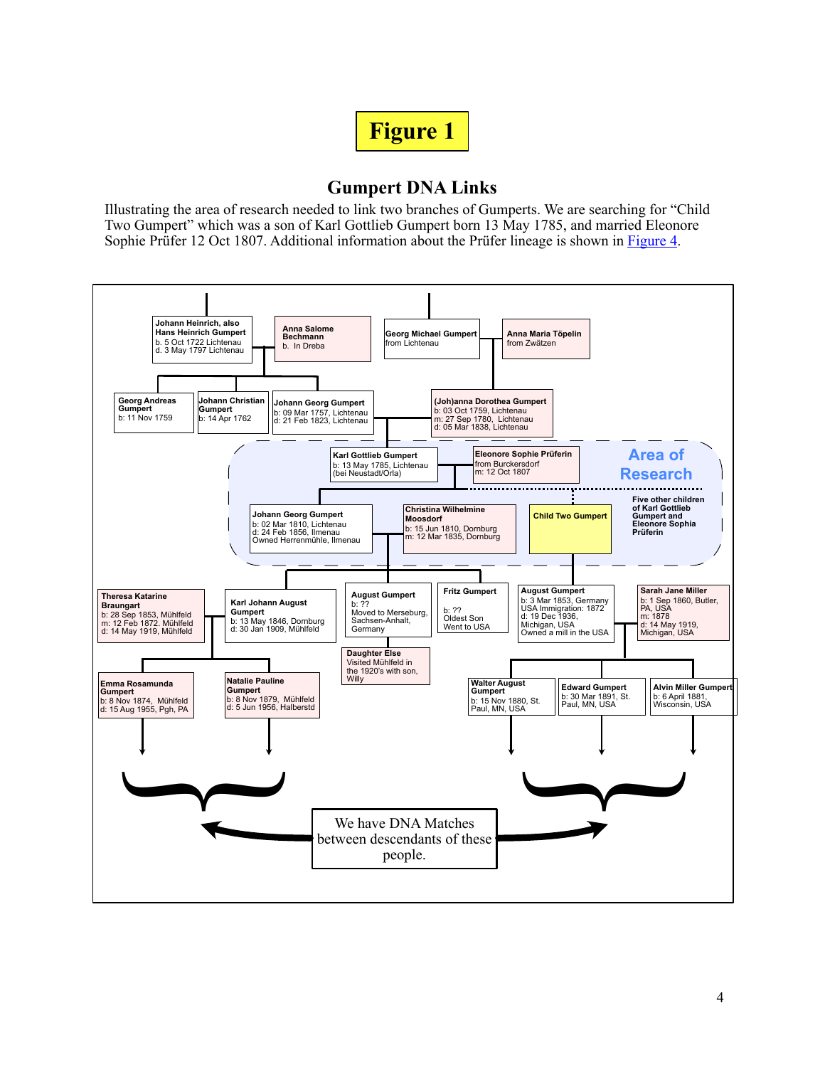# Figure 1

## Gumpert DNA Links

Illustrating the area of research needed to link two branches of Gumperts. We are searching for "Child Two Gumpert" which was a son of Karl Gottlieb Gumpert born 13 May 1785, and married Eleonore Sophie Prüfer 12 Oct 1807. Additional information about the Prüfer lineage is shown in Figure 4.

**Johann Heinrich, also Hans Heinrich Gumpert**
b. 5 Oct 1722 Lichtenau
d. 3 May 1797 Lichtenau

**Anna Salome Bechmann**
b. In Dreba

**Georg Michael Gumpert**
from Lichtenau

**Anna Maria Töpelin**
from Zwätzen

**Georg Andreas Gumpert**
b: 11 Nov 1759

**Johann Christian Gumpert**
b: 14 Apr 1762

**Johann Georg Gumpert**
b: 09 Mar 1757, Lichtenau
d: 21 Feb 1823, Lichtenau

**(Joh)anna Dorothea Gumpert**
b: 03 Oct 1759, Lichtenau
m: 27 Sep 1780, Lichtenau
d: 05 Mar 1838, Lichtenau

**Area of Research**

**Karl Gottlieb Gumpert**
b: 13 May 1785, Lichtenau
(bei Neustadt/Orla)

**Eleonore Sophie Prüferin**
from Burckersdorf
m: 12 Oct 1807

**Johann Georg Gumpert**
b: 02 Mar 1810, Lichtenau
d: 24 Feb 1856, Ilmenau
Owned Herrenmühle, Ilmenau

**Christina Wilhelmine Moosdorf**
b: 15 Jun 1810, Dornburg
m: 12 Mar 1835, Dornburg

**Child Two Gumpert**

**Five other children of Karl Gottlieb Gumpert and Eleonore Sophia Prüferin**

**Theresa Katarine Braungart**
b: 28 Sep 1853, Mühlfeld
m: 12 Feb 1872. Mühlfeld
d: 14 May 1919, Mühlfeld

**Karl Johann August Gumpert**
b: 13 May 1846, Dornburg
d: 30 Jan 1909, Mühlfeld

**August Gumpert**
b: ??
Moved to Merseburg, Sachsen-Anhalt, Germany

**Daughter Else**
Visited Mühlfeld in the 1920's with son, Willy

**Fritz Gumpert**
b: ??
Oldest Son
Went to USA

**August Gumpert**
b: 3 Mar 1853, Germany
USA Immigration: 1872
d: 19 Dec 1936, Michigan, USA
Owned a mill in the USA

**Sarah Jane Miller**
b: 1 Sep 1860, Butler, PA, USA
m: 1878
d: 14 May 1919, Michigan, USA

**Emma Rosamunda Gumpert**
b: 8 Nov 1874, Mühlfeld
d: 15 Aug 1955, Pgh, PA

**Natalie Pauline Gumpert**
b: 8 Nov 1879, Mühlfeld
d: 5 Jun 1956, Halberstd

**Walter August Gumpert**
b: 15 Nov 1880, St. Paul, MN, USA

**Edward Gumpert**
b: 30 Mar 1891, St. Paul, MN, USA

**Alvin Miller Gumpert**
b: 6 April 1881, Wisconsin, USA

We have DNA Matches between descendants of these people.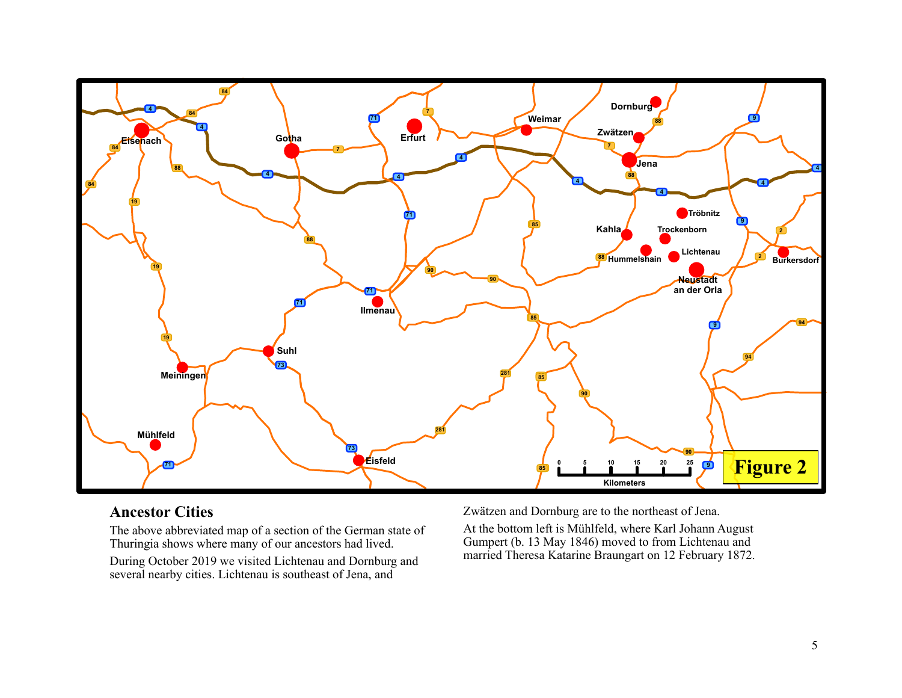## Ancestor Cities

The above abbreviated map of a section of the German state of Thuringia shows where many of our ancestors had lived.

During October 2019 we visited Lichtenau and Dornburg and several nearby cities. Lichtenau is southeast of Jena, and Zwätzen and Dornburg are to the northeast of Jena.

At the bottom left is Mühlfeld, where Karl Johann August Gumpert (b. 13 May 1846) moved to from Lichtenau and married Theresa Katarine Braungart on 12 February 1872.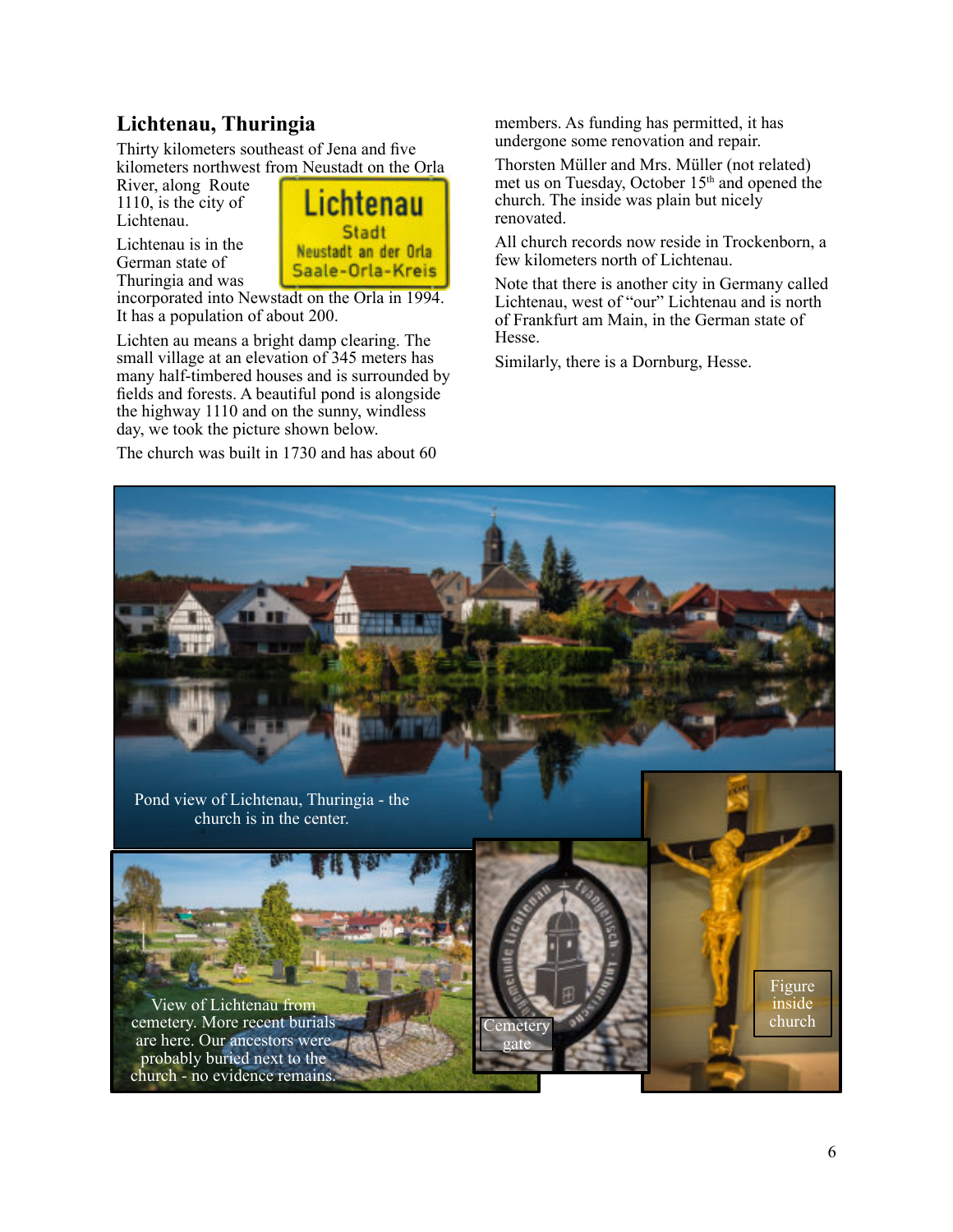## Lichtenau, Thuringia

Thirty kilometers southeast of Jena and five kilometers northwest from Neustadt on the Orla River, along Route 1110, is the city of Lichtenau.

Lichtenau
Stadt
Neustadt an der Orla
Saale-Orla-Kreis

Lichtenau is in the German state of Thuringia and was incorporated into Newstadt on the Orla in 1994. It has a population of about 200.

Lichten au means a bright damp clearing. The small village at an elevation of 345 meters has many half-timbered houses and is surrounded by fields and forests. A beautiful pond is alongside the highway 1110 and on the sunny, windless day, we took the picture shown below.

The church was built in 1730 and has about 60 members. As funding has permitted, it has undergone some renovation and repair.

Thorsten Müller and Mrs. Müller (not related) met us on Tuesday, October 15th and opened the church. The inside was plain but nicely renovated.

All church records now reside in Trockenborn, a few kilometers north of Lichtenau.

Note that there is another city in Germany called Lichtenau, west of "our" Lichtenau and is north of Frankfurt am Main, in the German state of Hesse.

Similarly, there is a Dornburg, Hesse.

Pond view of Lichtenau, Thuringia - the church is in the center.

View of Lichtenau from cemetery. More recent burials are here. Our ancestors were probably buried next to the church - no evidence remains.

Cemetery gate

Figure inside church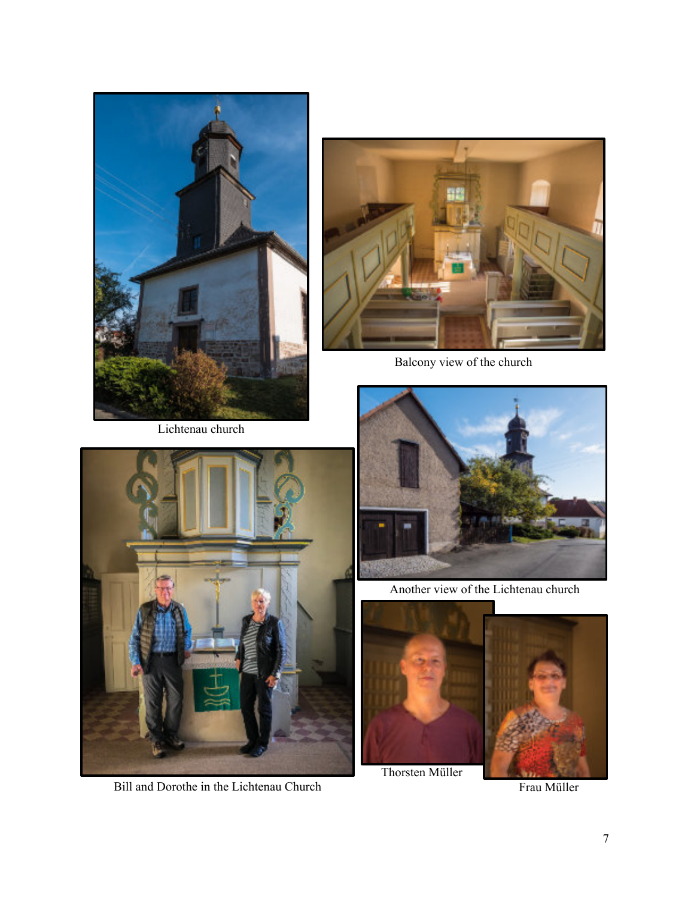Lichtenau church

Balcony view of the church

Another view of the Lichtenau church

Bill and Dorothe in the Lichtenau Church

Thorsten Müller

Frau Müller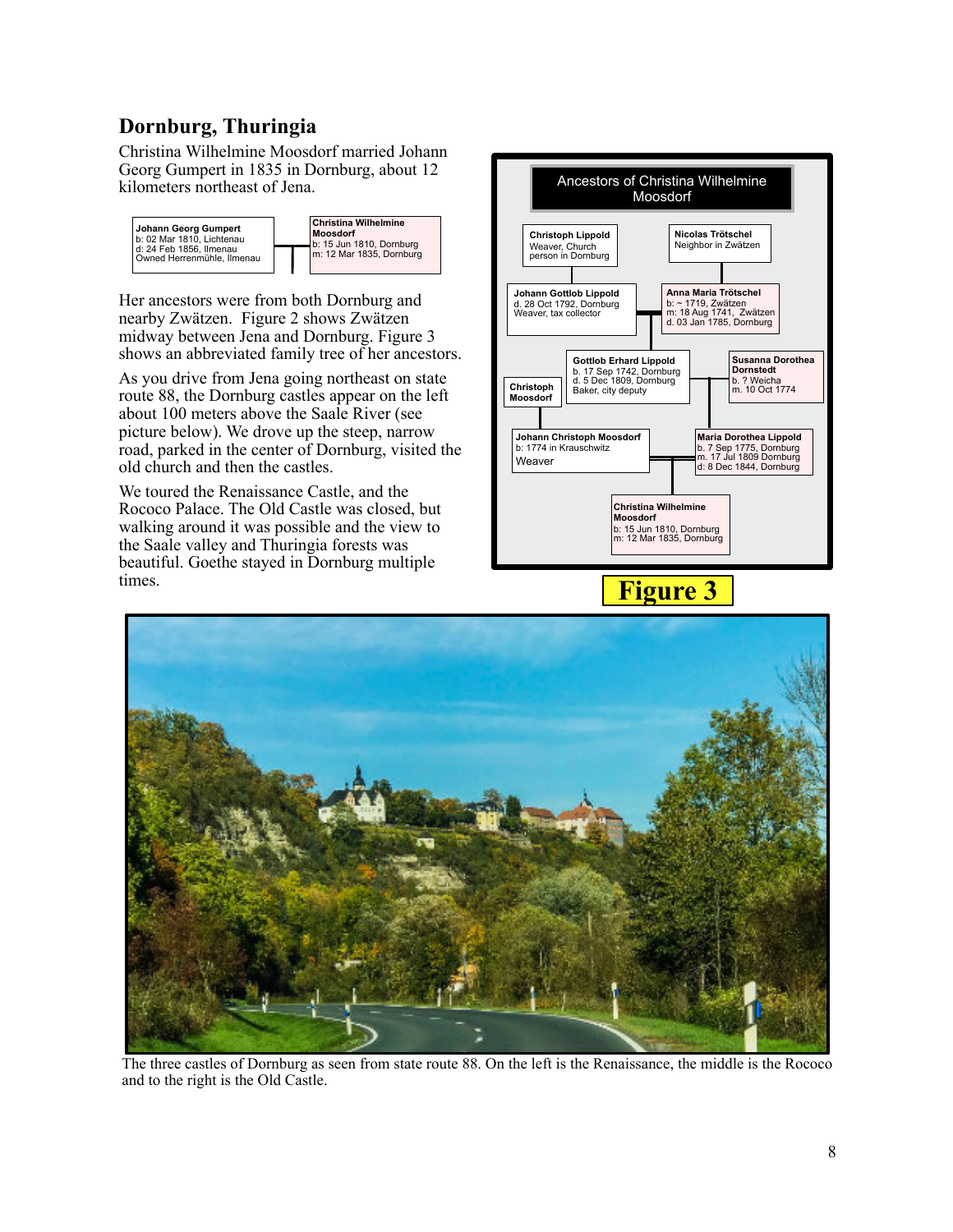## Dornburg, Thuringia

Christina Wilhelmine Moosdorf married Johann Georg Gumpert in 1835 in Dornburg, about 12 kilometers northeast of Jena.

**Johann Georg Gumpert**
b: 02 Mar 1810, Lichtenau
d: 24 Feb 1856, Ilmenau
Owned Herrenmühle, Ilmenau

**Christina Wilhelmine Moosdorf**
b: 15 Jun 1810, Dornburg
m: 12 Mar 1835, Dornburg

Her ancestors were from both Dornburg and nearby Zwätzen. Figure 2 shows Zwätzen midway between Jena and Dornburg. Figure 3 shows an abbreviated family tree of her ancestors.

As you drive from Jena going northeast on state route 88, the Dornburg castles appear on the left about 100 meters above the Saale River (see picture below). We drove up the steep, narrow road, parked in the center of Dornburg, visited the old church and then the castles.

We toured the Renaissance Castle, and the Rococo Palace. The Old Castle was closed, but walking around it was possible and the view to the Saale valley and Thuringia forests was beautiful. Goethe stayed in Dornburg multiple times.

**Ancestors of Christina Wilhelmine Moosdorf**

**Christoph Lippold**
Weaver, Church person in Dornburg

**Nicolas Trötschel**
Neighbor in Zwätzen

**Johann Gottlob Lippold**
d. 28 Oct 1792, Dornburg
Weaver, tax collector

**Anna Maria Trötschel**
b: ~ 1719, Zwätzen
m: 18 Aug 1741, Zwätzen
d. 03 Jan 1785, Dornburg

**Christoph Moosdorf**

**Gottlob Erhard Lippold**
b. 17 Sep 1742, Dornburg
d. 5 Dec 1809, Dornburg
Baker, city deputy

**Susanna Dorothea Dornstedt**
b. ? Weicha
m. 10 Oct 1774

**Johann Christoph Moosdorf**
b: 1774 in Krauschwitz
Weaver

**Maria Dorothea Lippold**
b. 7 Sep 1775, Dornburg
m. 17 Jul 1809 Dornburg
d: 8 Dec 1844, Dornburg

**Christina Wilhelmine Moosdorf**
b: 15 Jun 1810, Dornburg
m: 12 Mar 1835, Dornburg

**Figure 3**

The three castles of Dornburg as seen from state route 88. On the left is the Renaissance, the middle is the Rococo and to the right is the Old Castle.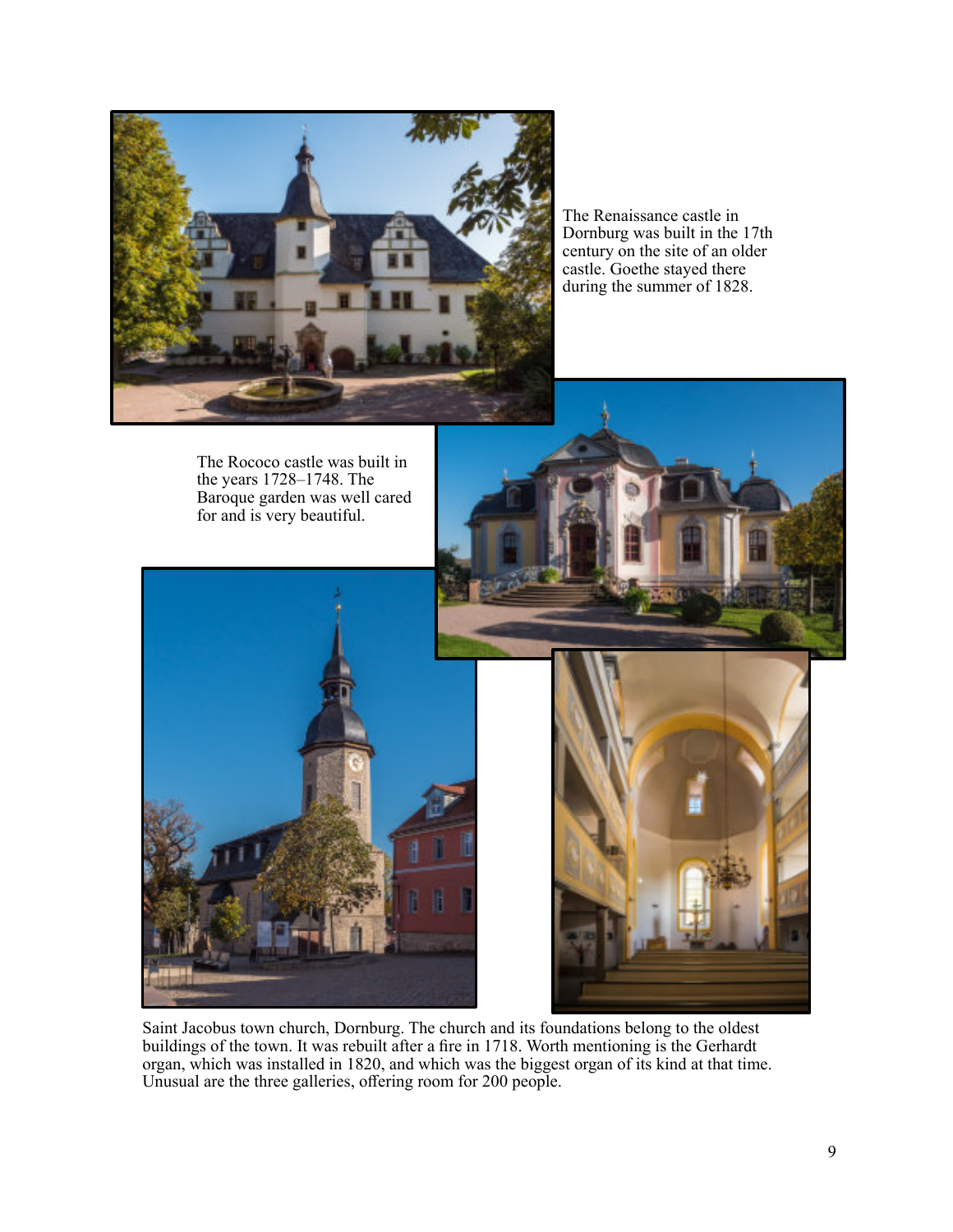The Renaissance castle in Dornburg was built in the 17th century on the site of an older castle. Goethe stayed there during the summer of 1828.

The Rococo castle was built in the years 1728–1748. The Baroque garden was well cared for and is very beautiful.

Saint Jacobus town church, Dornburg. The church and its foundations belong to the oldest buildings of the town. It was rebuilt after a fire in 1718. Worth mentioning is the Gerhardt organ, which was installed in 1820, and which was the biggest organ of its kind at that time. Unusual are the three galleries, offering room for 200 people.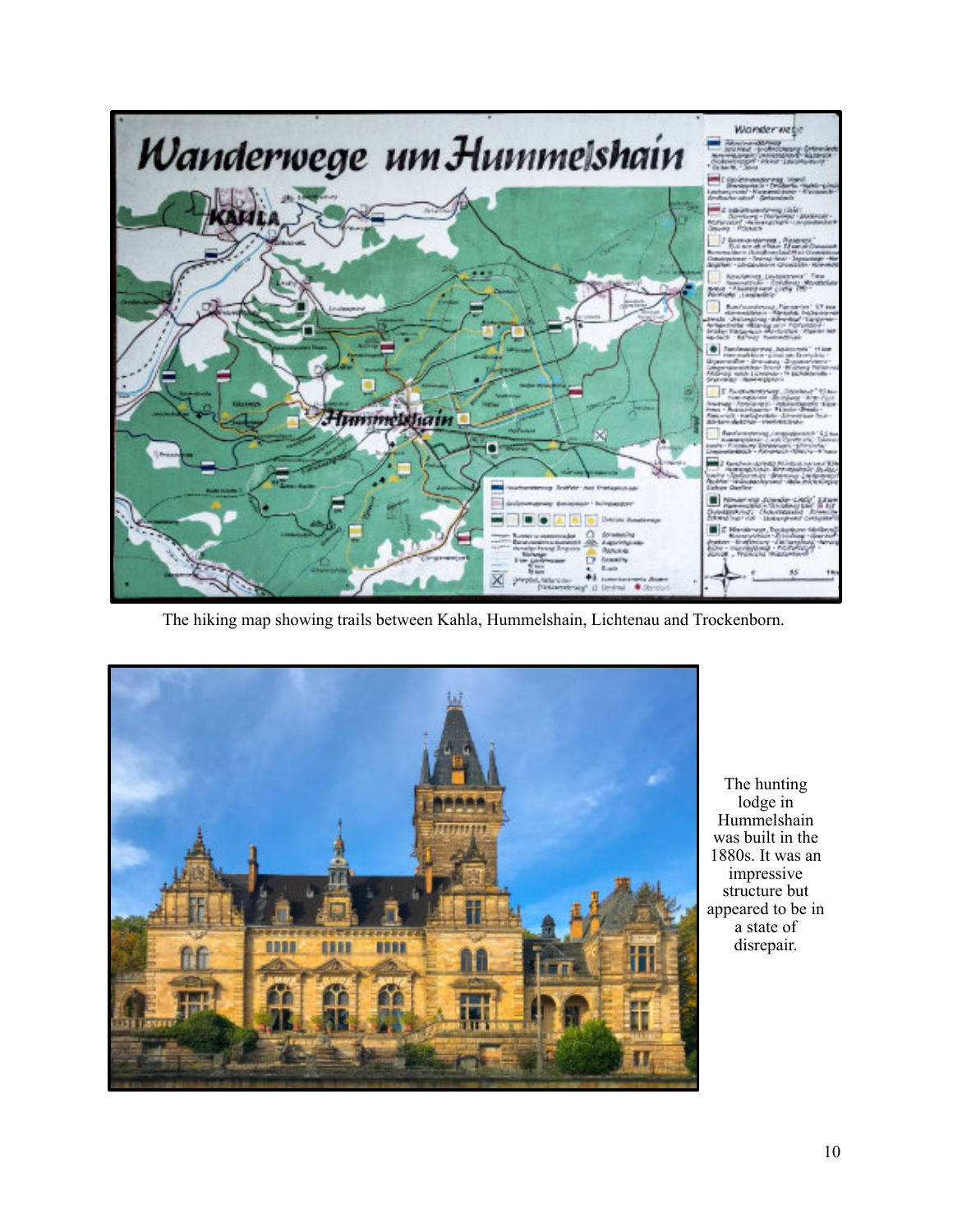The hiking map showing trails between Kahla, Hummelshain, Lichtenau and Trockenborn.

The hunting lodge in Hummelshain was built in the 1880s. It was an impressive structure but appeared to be in a state of disrepair.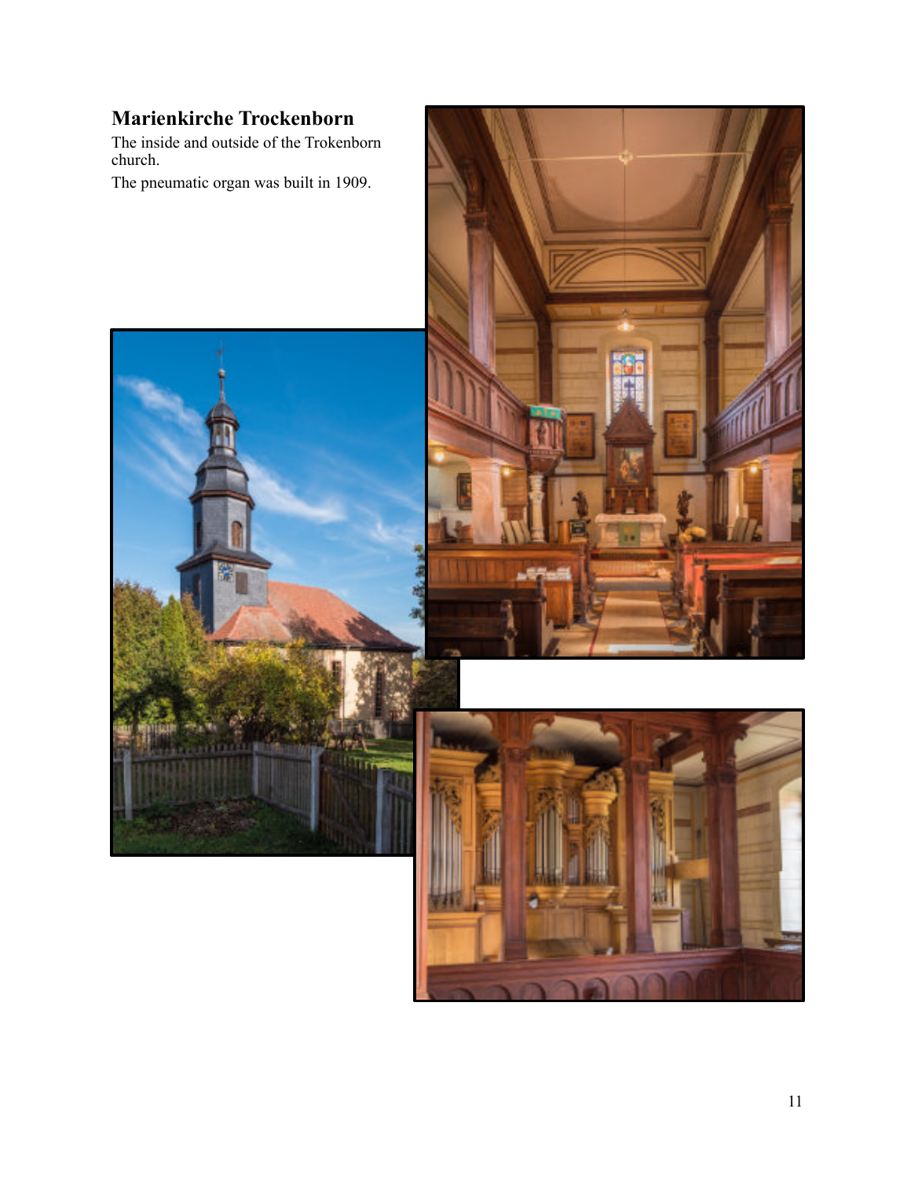## Marienkirche Trockenborn

The inside and outside of the Trokenborn church.

The pneumatic organ was built in 1909.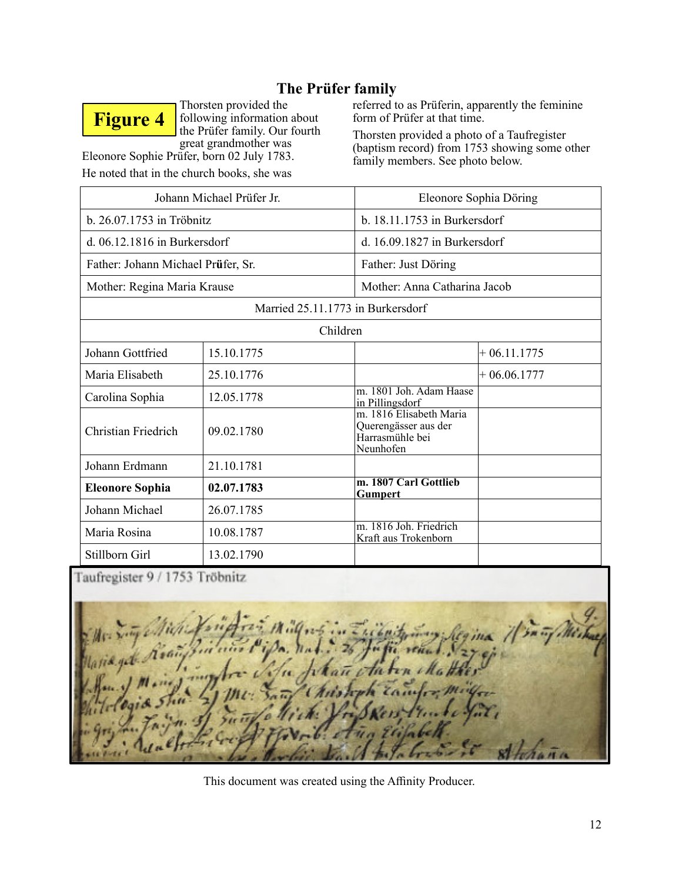# The Prüfer family

**Figure 4**

Thorsten provided the following information about the Prüfer family. Our fourth great grandmother was Eleonore Sophie Prüfer, born 02 July 1783.

He noted that in the church books, she was referred to as Prüferin, apparently the feminine form of Prüfer at that time.

Thorsten provided a photo of a Taufregister (baptism record) from 1753 showing some other family members. See photo below.

| Johann Michael Prüfer Jr. | | Eleonore Sophia Döring | |
|---|---|---|---|
| b. 26.07.1753 in Tröbnitz | | b. 18.11.1753 in Burkersdorf | |
| d. 06.12.1816 in Burkersdorf | | d. 16.09.1827 in Burkersdorf | |
| Father: Johann Michael Prüfer, Sr. | | Father: Just Döring | |
| Mother: Regina Maria Krause | | Mother: Anna Catharina Jacob | |
| Married 25.11.1773 in Burkersdorf | | | |
| Children | | | |
| Johann Gottfried | 15.10.1775 | | + 06.11.1775 |
| Maria Elisabeth | 25.10.1776 | | + 06.06.1777 |
| Carolina Sophia | 12.05.1778 | m. 1801 Joh. Adam Haase in Pillingsdorf | |
| Christian Friedrich | 09.02.1780 | m. 1816 Elisabeth Maria Querengässer aus der Harrasmühle bei Neunhofen | |
| Johann Erdmann | 21.10.1781 | | |
| **Eleonore Sophia** | **02.07.1783** | **m. 1807 Carl Gottlieb Gumpert** | |
| Johann Michael | 26.07.1785 | | |
| Maria Rosina | 10.08.1787 | m. 1816 Joh. Friedrich Kraft aus Trokenborn | |
| Stillborn Girl | 13.02.1790 | | |

Taufregister 9 / 1753 Tröbnitz

This document was created using the Affinity Producer.